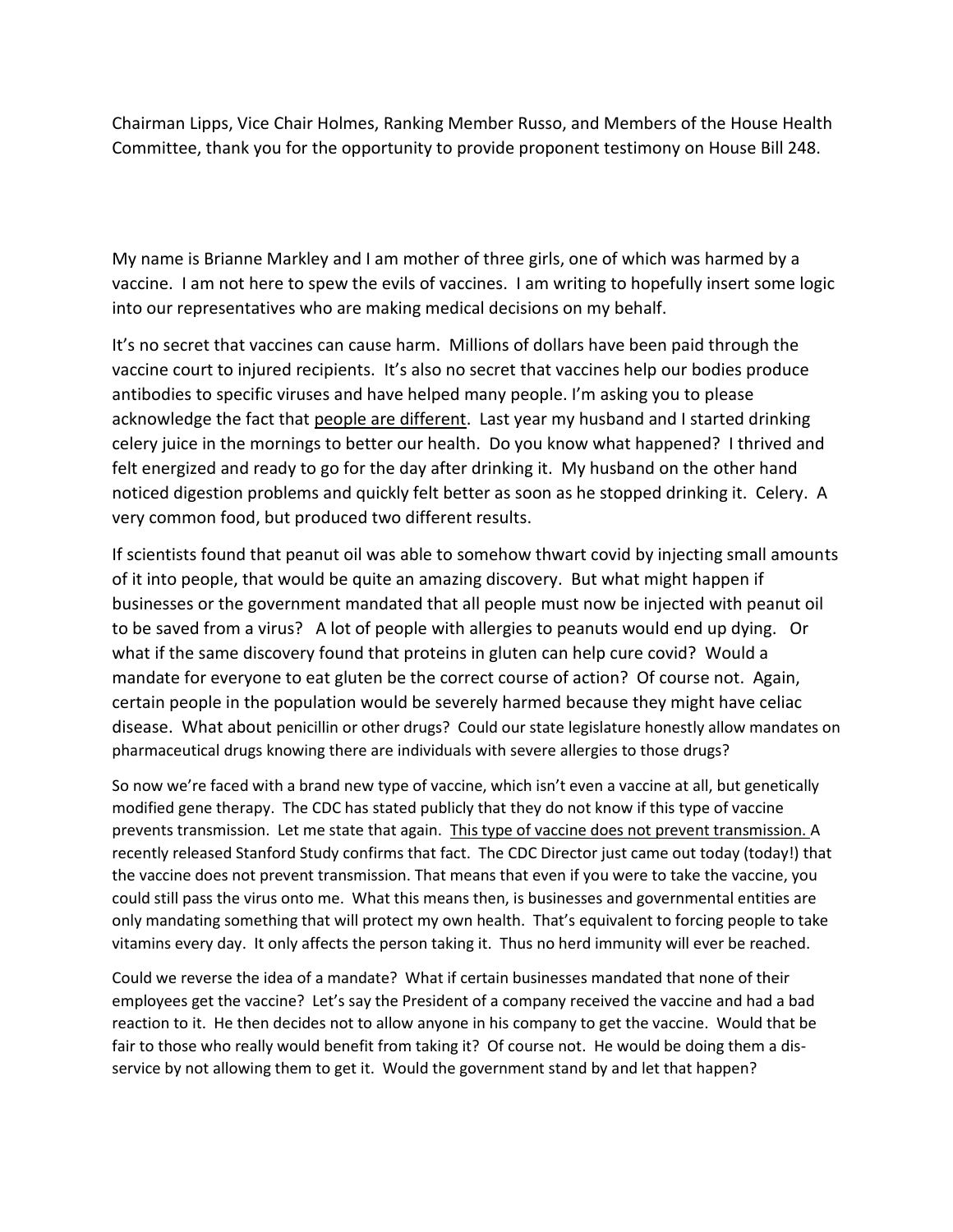Chairman Lipps, Vice Chair Holmes, Ranking Member Russo, and Members of the House Health Committee, thank you for the opportunity to provide proponent testimony on House Bill 248.

My name is Brianne Markley and I am mother of three girls, one of which was harmed by a vaccine. I am not here to spew the evils of vaccines. I am writing to hopefully insert some logic into our representatives who are making medical decisions on my behalf.

It's no secret that vaccines can cause harm. Millions of dollars have been paid through the vaccine court to injured recipients. It's also no secret that vaccines help our bodies produce antibodies to specific viruses and have helped many people. I'm asking you to please acknowledge the fact that <u>people are different</u>. Last year my husband and I started drinking celery juice in the mornings to better our health. Do you know what happened? I thrived and felt energized and ready to go for the day after drinking it. My husband on the other hand noticed digestion problems and quickly felt better as soon as he stopped drinking it. Celery. A very common food, but produced two different results.

If scientists found that peanut oil was able to somehow thwart covid by injecting small amounts of it into people, that would be quite an amazing discovery. But what might happen if businesses or the government mandated that all people must now be injected with peanut oil to be saved from a virus? A lot of people with allergies to peanuts would end up dying. Or what if the same discovery found that proteins in gluten can help cure covid? Would a mandate for everyone to eat gluten be the correct course of action? Of course not. Again, certain people in the population would be severely harmed because they might have celiac disease. What about penicillin or other drugs? Could our state legislature honestly allow mandates on pharmaceutical drugs knowing there are individuals with severe allergies to those drugs?

So now we're faced with a brand new type of vaccine, which isn't even a vaccine at all, but genetically modified gene therapy. The CDC has stated publicly that they do not know if this type of vaccine prevents transmission. Let me state that again. <u>This type of vaccine does not prevent transmission.</u> A recently released Stanford Study confirms that fact. The CDC Director just came out today (today!) that the vaccine does not prevent transmission. That means that even if you were to take the vaccine, you could still pass the virus onto me. What this means then, is businesses and governmental entities are only mandating something that will protect my own health. That's equivalent to forcing people to take vitamins every day. It only affects the person taking it. Thus no herd immunity will ever be reached.

Could we reverse the idea of a mandate? What if certain businesses mandated that none of their employees get the vaccine? Let's say the President of a company received the vaccine and had a bad reaction to it. He then decides not to allow anyone in his company to get the vaccine. Would that be fair to those who really would benefit from taking it? Of course not. He would be doing them a dis-service by not allowing them to get it. Would the government stand by and let that happen?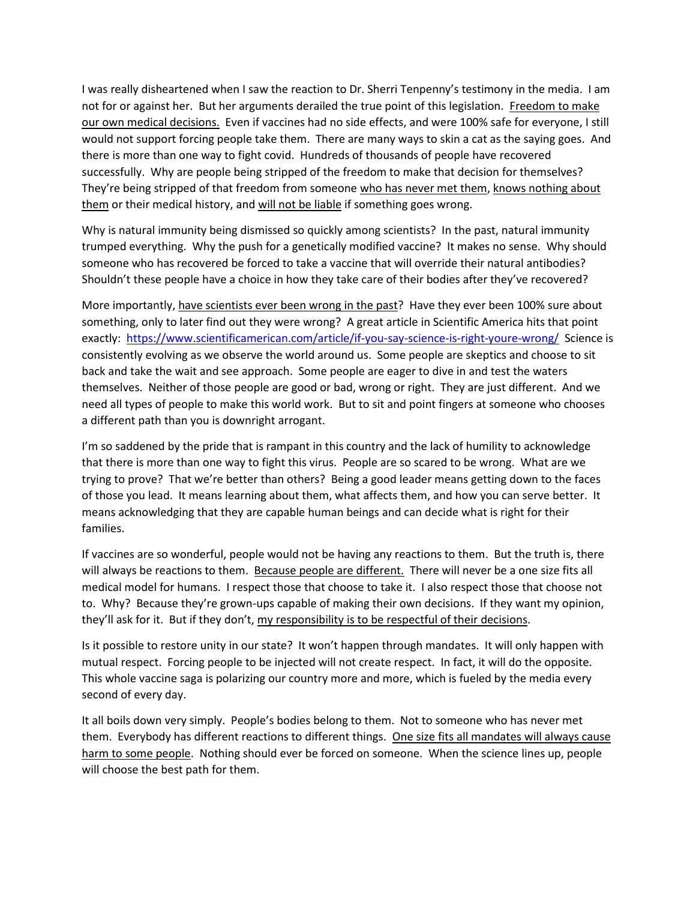I was really disheartened when I saw the reaction to Dr. Sherri Tenpenny's testimony in the media. I am not for or against her. But her arguments derailed the true point of this legislation. <u>Freedom to make our own medical decisions.</u> Even if vaccines had no side effects, and were 100% safe for everyone, I still would not support forcing people take them. There are many ways to skin a cat as the saying goes. And there is more than one way to fight covid. Hundreds of thousands of people have recovered successfully. Why are people being stripped of the freedom to make that decision for themselves? They're being stripped of that freedom from someone <u>who has never met them</u>, <u>knows nothing about them</u> or their medical history, and <u>will not be liable</u> if something goes wrong.

Why is natural immunity being dismissed so quickly among scientists? In the past, natural immunity trumped everything. Why the push for a genetically modified vaccine? It makes no sense. Why should someone who has recovered be forced to take a vaccine that will override their natural antibodies? Shouldn't these people have a choice in how they take care of their bodies after they've recovered?

More importantly, <u>have scientists ever been wrong in the past</u>? Have they ever been 100% sure about something, only to later find out they were wrong? A great article in Scientific America hits that point exactly: https://www.scientificamerican.com/article/if-you-say-science-is-right-youre-wrong/ Science is consistently evolving as we observe the world around us. Some people are skeptics and choose to sit back and take the wait and see approach. Some people are eager to dive in and test the waters themselves. Neither of those people are good or bad, wrong or right. They are just different. And we need all types of people to make this world work. But to sit and point fingers at someone who chooses a different path than you is downright arrogant.

I'm so saddened by the pride that is rampant in this country and the lack of humility to acknowledge that there is more than one way to fight this virus. People are so scared to be wrong. What are we trying to prove? That we're better than others? Being a good leader means getting down to the faces of those you lead. It means learning about them, what affects them, and how you can serve better. It means acknowledging that they are capable human beings and can decide what is right for their families.

If vaccines are so wonderful, people would not be having any reactions to them. But the truth is, there will always be reactions to them. <u>Because people are different.</u> There will never be a one size fits all medical model for humans. I respect those that choose to take it. I also respect those that choose not to. Why? Because they're grown-ups capable of making their own decisions. If they want my opinion, they'll ask for it. But if they don't, <u>my responsibility is to be respectful of their decisions</u>.

Is it possible to restore unity in our state? It won't happen through mandates. It will only happen with mutual respect. Forcing people to be injected will not create respect. In fact, it will do the opposite. This whole vaccine saga is polarizing our country more and more, which is fueled by the media every second of every day.

It all boils down very simply. People's bodies belong to them. Not to someone who has never met them. Everybody has different reactions to different things. <u>One size fits all mandates will always cause harm to some people</u>. Nothing should ever be forced on someone. When the science lines up, people will choose the best path for them.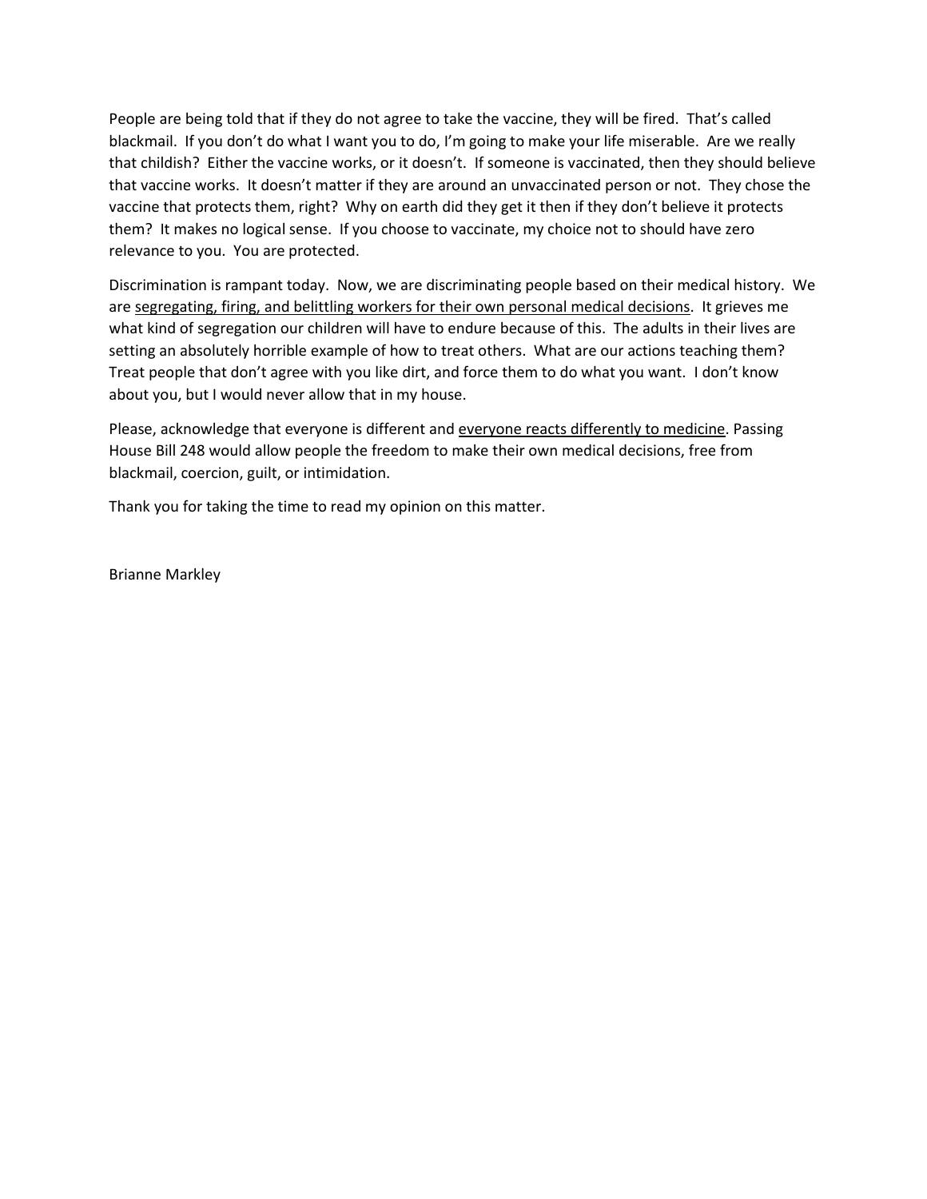People are being told that if they do not agree to take the vaccine, they will be fired. That's called blackmail. If you don't do what I want you to do, I'm going to make your life miserable. Are we really that childish? Either the vaccine works, or it doesn't. If someone is vaccinated, then they should believe that vaccine works. It doesn't matter if they are around an unvaccinated person or not. They chose the vaccine that protects them, right? Why on earth did they get it then if they don't believe it protects them? It makes no logical sense. If you choose to vaccinate, my choice not to should have zero relevance to you. You are protected.

Discrimination is rampant today. Now, we are discriminating people based on their medical history. We are <u>segregating, firing, and belittling workers for their own personal medical decisions</u>. It grieves me what kind of segregation our children will have to endure because of this. The adults in their lives are setting an absolutely horrible example of how to treat others. What are our actions teaching them? Treat people that don't agree with you like dirt, and force them to do what you want. I don't know about you, but I would never allow that in my house.

Please, acknowledge that everyone is different and <u>everyone reacts differently to medicine</u>. Passing House Bill 248 would allow people the freedom to make their own medical decisions, free from blackmail, coercion, guilt, or intimidation.

Thank you for taking the time to read my opinion on this matter.

Brianne Markley